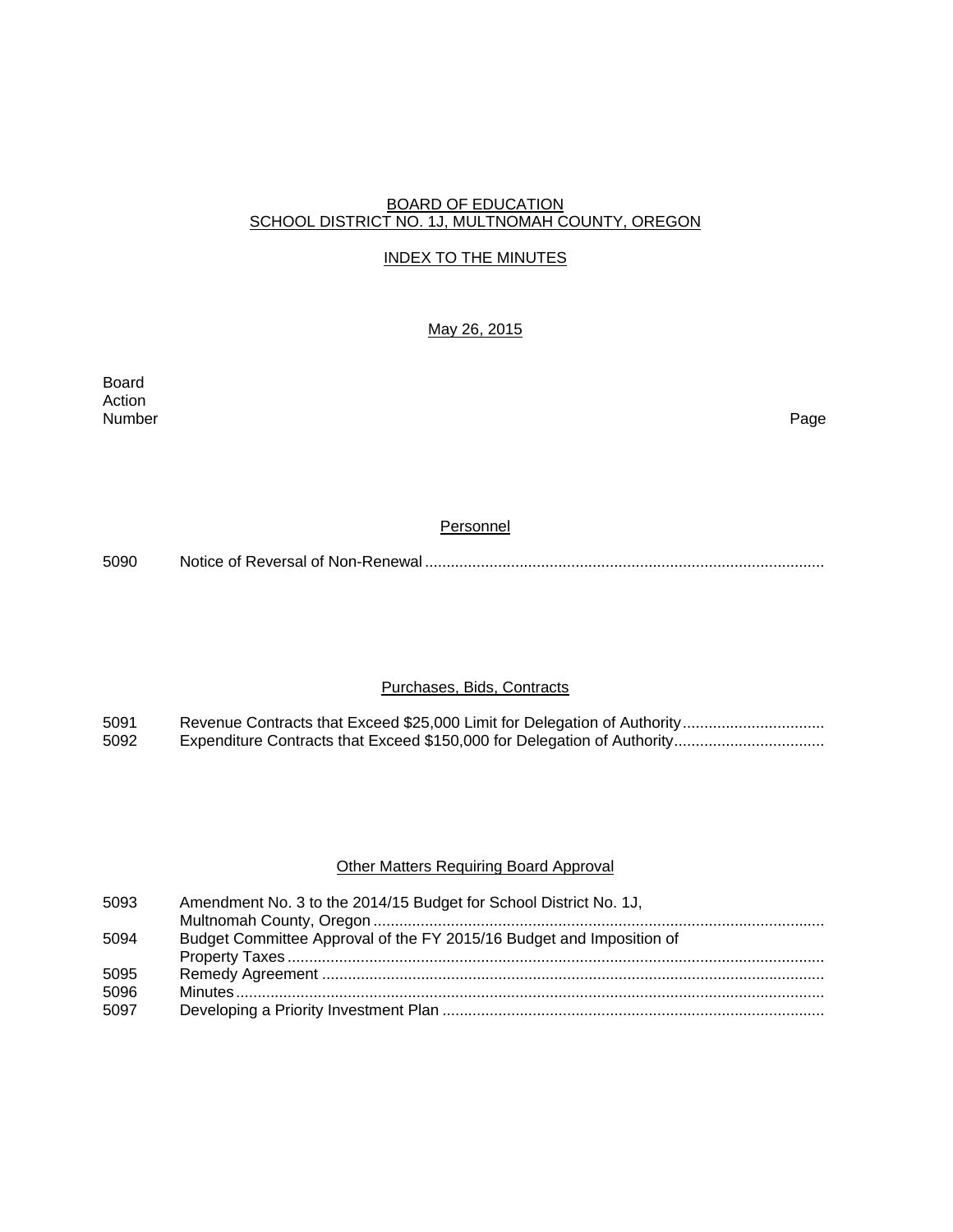# BOARD OF EDUCATION
# SCHOOL DISTRICT NO. 1J, MULTNOMAH COUNTY, OREGON

## INDEX TO THE MINUTES

May 26, 2015

| Board Action Number | | Page |
|---|---|---|

### Personnel

| | | |
|---|---|---|
| 5090 | Notice of Reversal of Non-Renewal | |

### Purchases, Bids, Contracts

| | | |
|---|---|---|
| 5091 | Revenue Contracts that Exceed $25,000 Limit for Delegation of Authority | |
| 5092 | Expenditure Contracts that Exceed $150,000 for Delegation of Authority | |

### Other Matters Requiring Board Approval

| | | |
|---|---|---|
| 5093 | Amendment No. 3 to the 2014/15 Budget for School District No. 1J, Multnomah County, Oregon | |
| 5094 | Budget Committee Approval of the FY 2015/16 Budget and Imposition of Property Taxes | |
| 5095 | Remedy Agreement | |
| 5096 | Minutes | |
| 5097 | Developing a Priority Investment Plan | |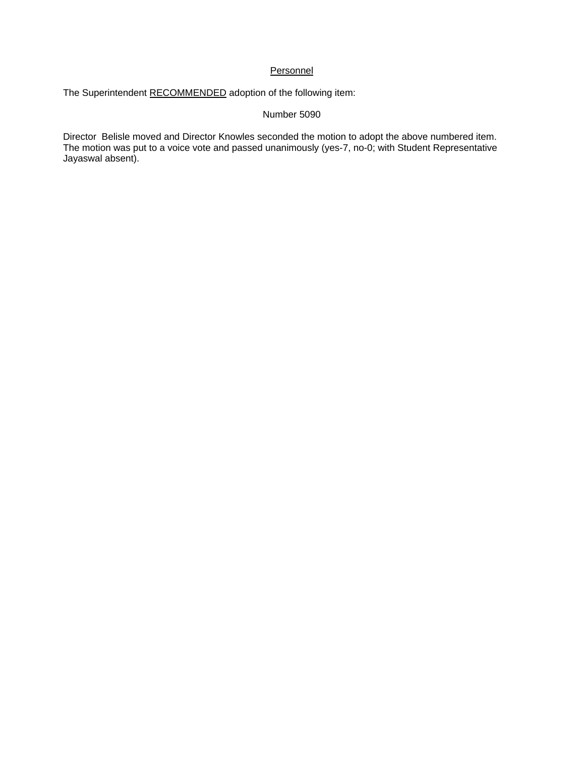<u>Personnel</u>

The Superintendent <u>RECOMMENDED</u> adoption of the following item:

Number 5090

Director Belisle moved and Director Knowles seconded the motion to adopt the above numbered item. The motion was put to a voice vote and passed unanimously (yes-7, no-0; with Student Representative Jayaswal absent).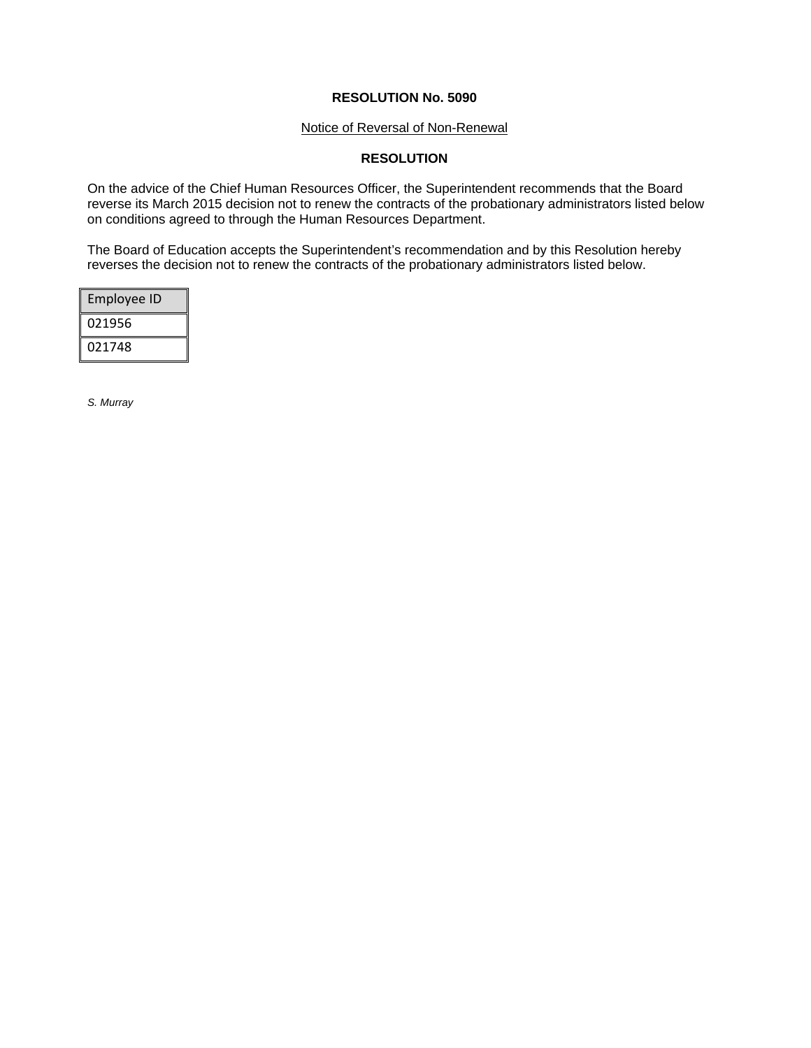**RESOLUTION No. 5090**

Notice of Reversal of Non-Renewal

**RESOLUTION**

On the advice of the Chief Human Resources Officer, the Superintendent recommends that the Board reverse its March 2015 decision not to renew the contracts of the probationary administrators listed below on conditions agreed to through the Human Resources Department.

The Board of Education accepts the Superintendent's recommendation and by this Resolution hereby reverses the decision not to renew the contracts of the probationary administrators listed below.

| Employee ID |
| --- |
| 021956 |
| 021748 |

*S. Murray*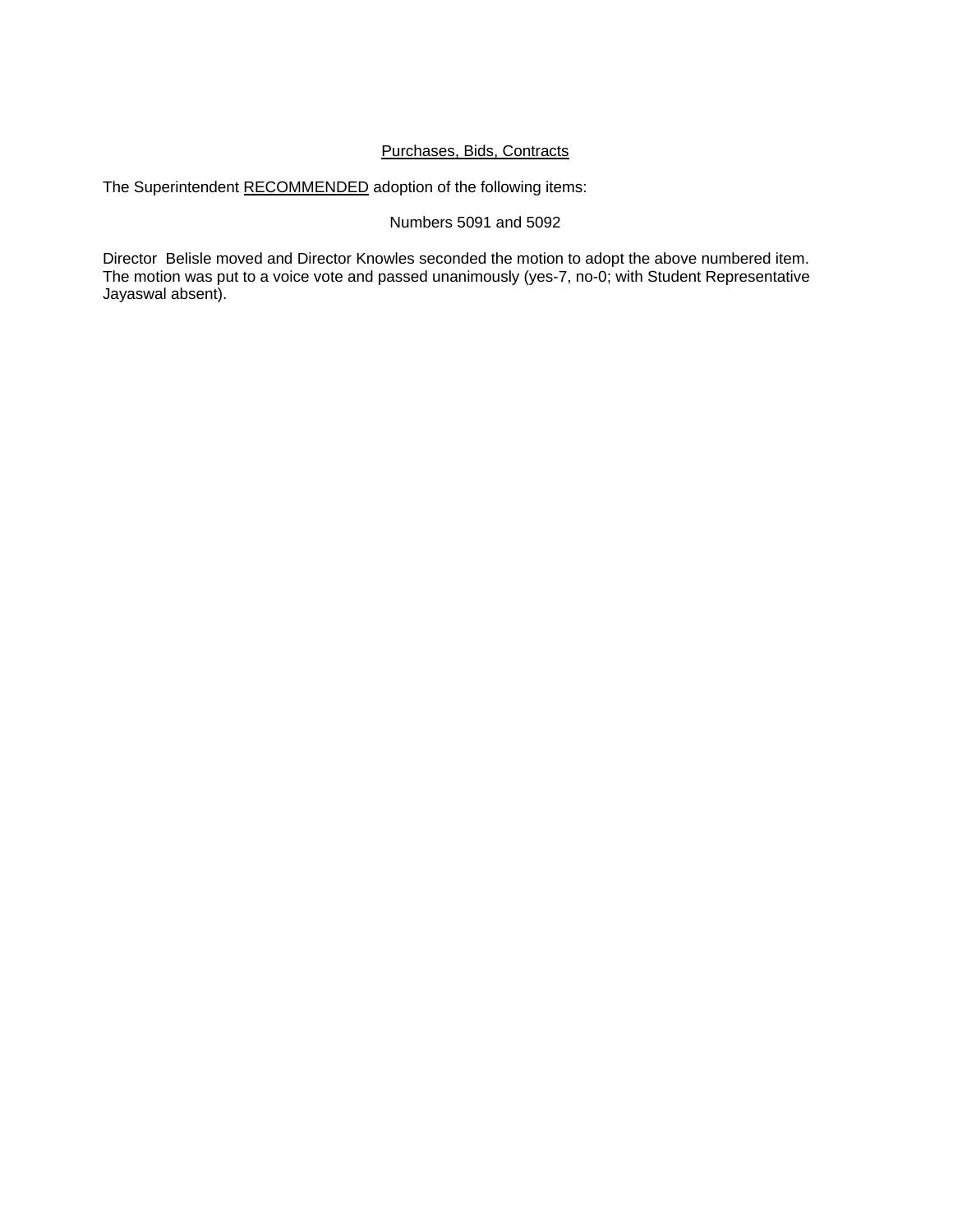<u>Purchases, Bids, Contracts</u>

The Superintendent <u>RECOMMENDED</u> adoption of the following items:

Numbers 5091 and 5092

Director  Belisle moved and Director Knowles seconded the motion to adopt the above numbered item. The motion was put to a voice vote and passed unanimously (yes-7, no-0; with Student Representative Jayaswal absent).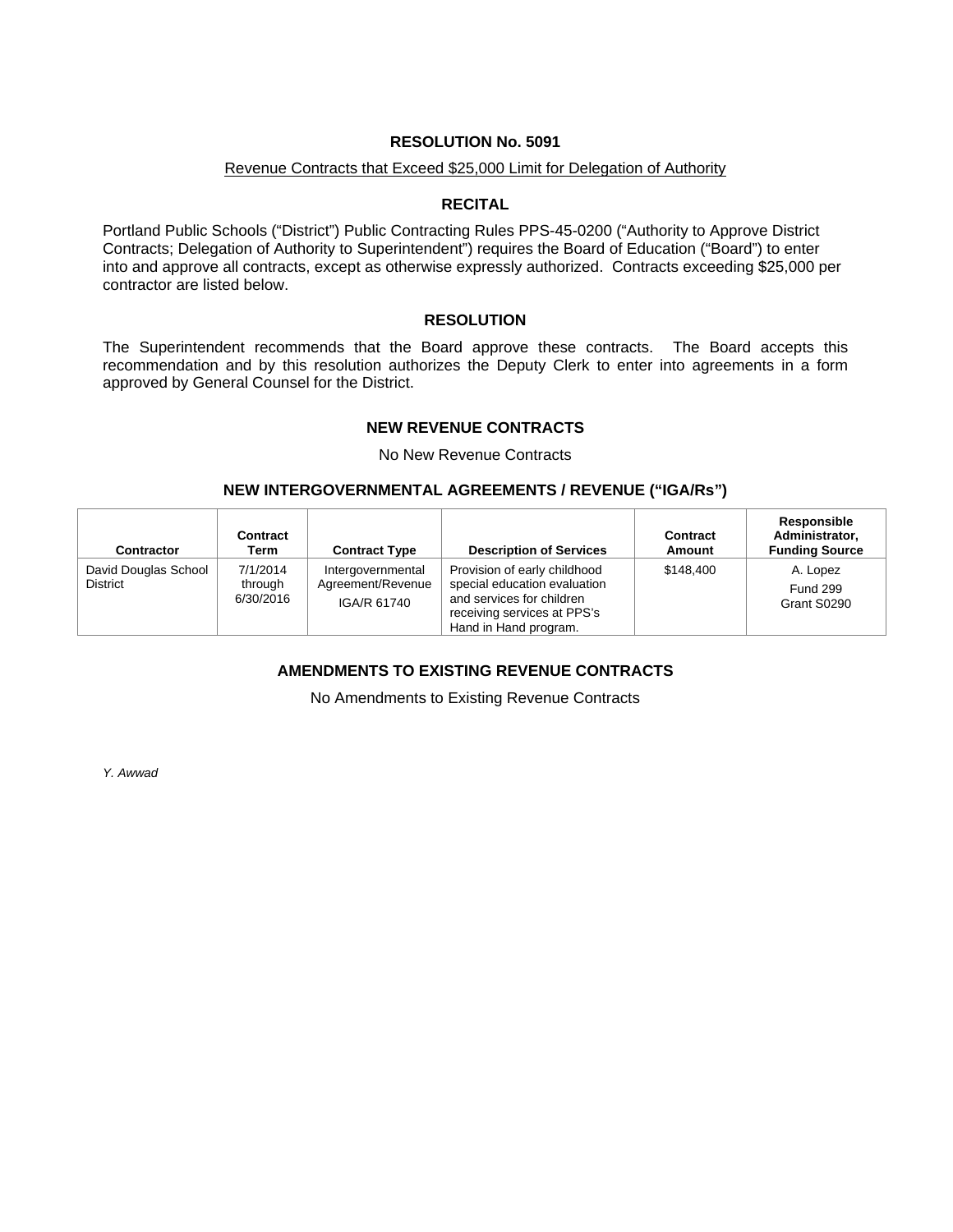## RESOLUTION No. 5091

Revenue Contracts that Exceed $25,000 Limit for Delegation of Authority

### RECITAL

Portland Public Schools ("District") Public Contracting Rules PPS-45-0200 ("Authority to Approve District Contracts; Delegation of Authority to Superintendent") requires the Board of Education ("Board") to enter into and approve all contracts, except as otherwise expressly authorized. Contracts exceeding $25,000 per contractor are listed below.

### RESOLUTION

The Superintendent recommends that the Board approve these contracts. The Board accepts this recommendation and by this resolution authorizes the Deputy Clerk to enter into agreements in a form approved by General Counsel for the District.

### NEW REVENUE CONTRACTS

No New Revenue Contracts

### NEW INTERGOVERNMENTAL AGREEMENTS / REVENUE ("IGA/Rs")

| Contractor | Contract Term | Contract Type | Description of Services | Contract Amount | Responsible Administrator, Funding Source |
|---|---|---|---|---|---|
| David Douglas School District | 7/1/2014 through 6/30/2016 | Intergovernmental Agreement/Revenue IGA/R 61740 | Provision of early childhood special education evaluation and services for children receiving services at PPS's Hand in Hand program. | $148,400 | A. Lopez Fund 299 Grant S0290 |

### AMENDMENTS TO EXISTING REVENUE CONTRACTS

No Amendments to Existing Revenue Contracts

*Y. Awwad*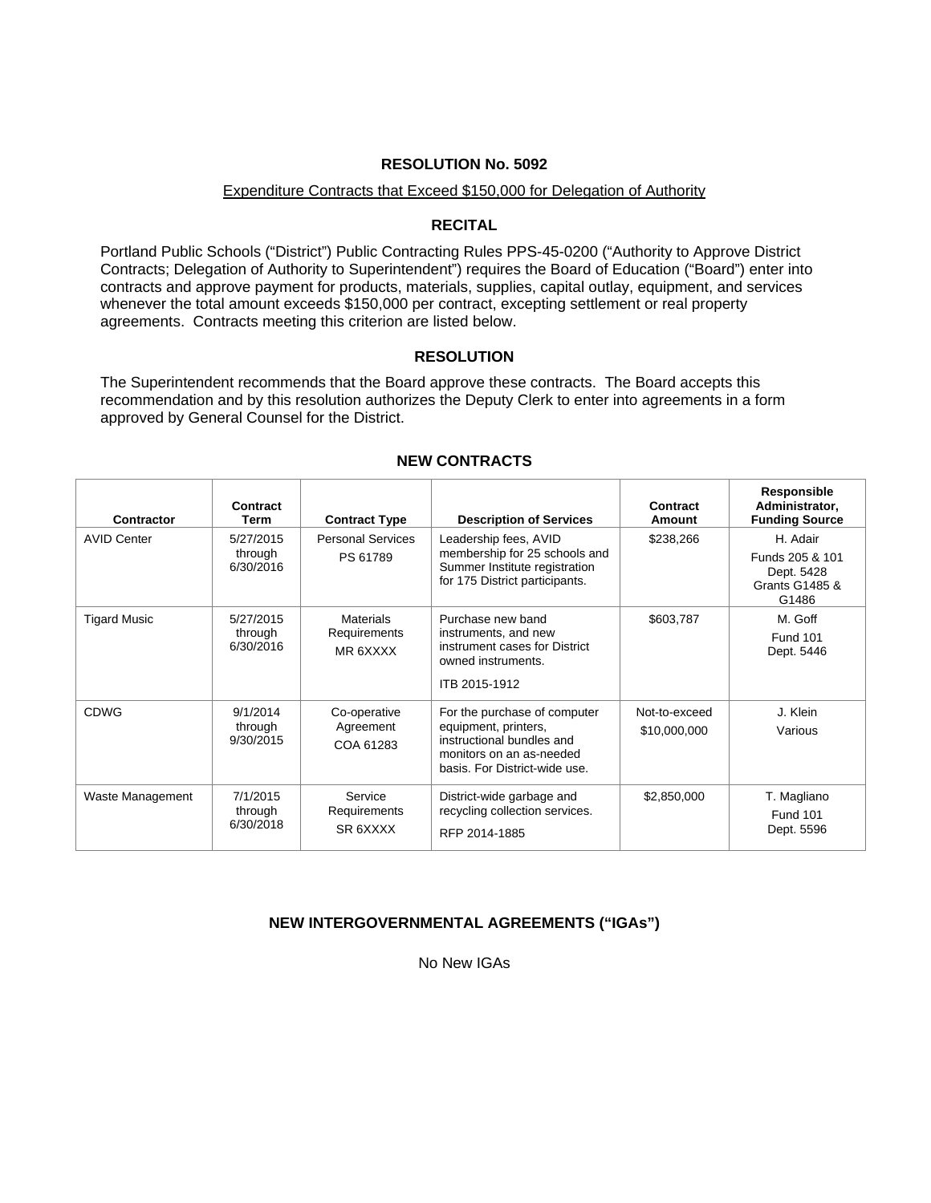**RESOLUTION No. 5092**

Expenditure Contracts that Exceed $150,000 for Delegation of Authority

**RECITAL**

Portland Public Schools ("District") Public Contracting Rules PPS-45-0200 ("Authority to Approve District Contracts; Delegation of Authority to Superintendent") requires the Board of Education ("Board") enter into contracts and approve payment for products, materials, supplies, capital outlay, equipment, and services whenever the total amount exceeds $150,000 per contract, excepting settlement or real property agreements. Contracts meeting this criterion are listed below.

**RESOLUTION**

The Superintendent recommends that the Board approve these contracts. The Board accepts this recommendation and by this resolution authorizes the Deputy Clerk to enter into agreements in a form approved by General Counsel for the District.

**NEW CONTRACTS**

| Contractor | Contract Term | Contract Type | Description of Services | Contract Amount | Responsible Administrator, Funding Source |
|---|---|---|---|---|---|
| AVID Center | 5/27/2015 through 6/30/2016 | Personal Services PS 61789 | Leadership fees, AVID membership for 25 schools and Summer Institute registration for 175 District participants. | $238,266 | H. Adair Funds 205 & 101 Dept. 5428 Grants G1485 & G1486 |
| Tigard Music | 5/27/2015 through 6/30/2016 | Materials Requirements MR 6XXXX | Purchase new band instruments, and new instrument cases for District owned instruments. ITB 2015-1912 | $603,787 | M. Goff Fund 101 Dept. 5446 |
| CDWG | 9/1/2014 through 9/30/2015 | Co-operative Agreement COA 61283 | For the purchase of computer equipment, printers, instructional bundles and monitors on an as-needed basis. For District-wide use. | Not-to-exceed $10,000,000 | J. Klein Various |
| Waste Management | 7/1/2015 through 6/30/2018 | Service Requirements SR 6XXXX | District-wide garbage and recycling collection services. RFP 2014-1885 | $2,850,000 | T. Magliano Fund 101 Dept. 5596 |

**NEW INTERGOVERNMENTAL AGREEMENTS ("IGAs")**

No New IGAs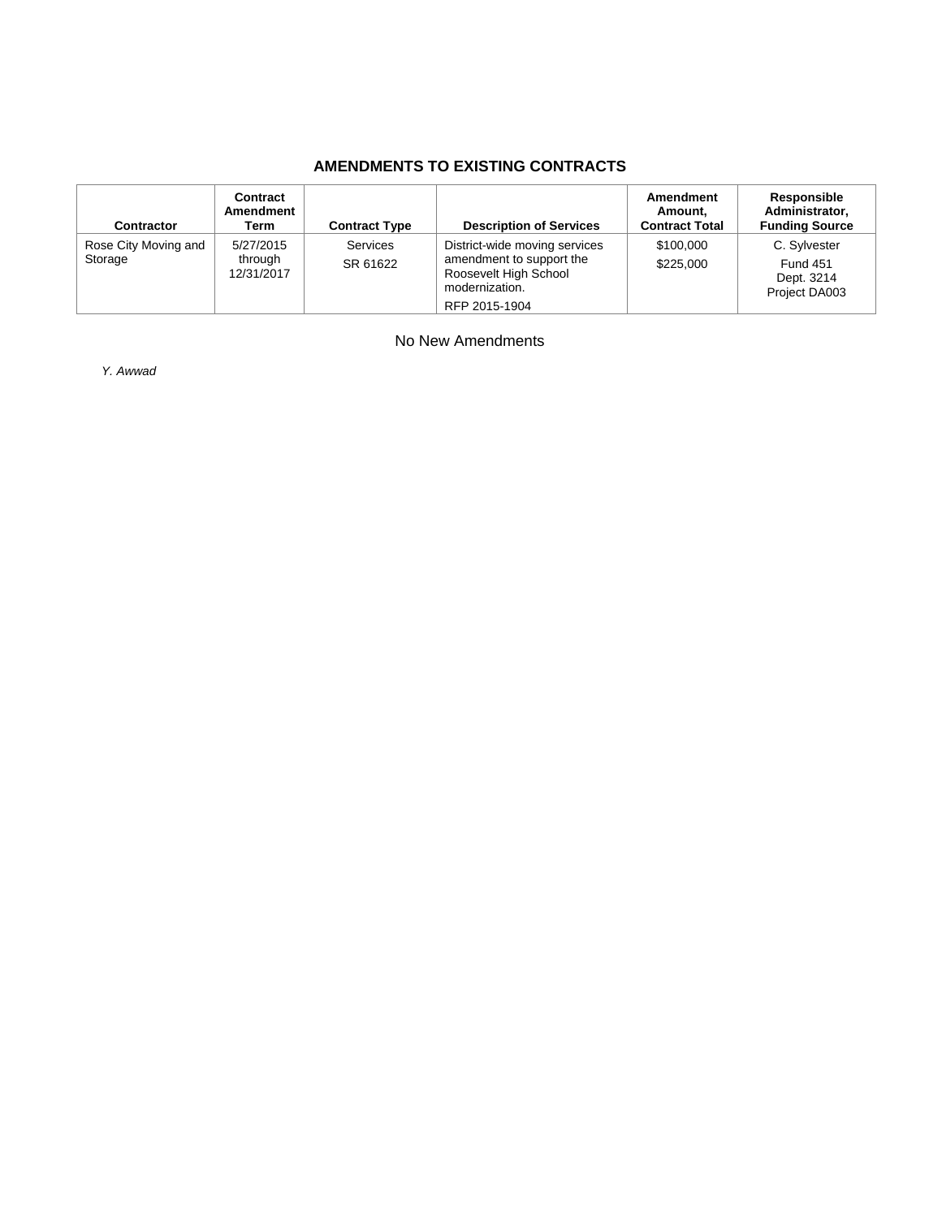## AMENDMENTS TO EXISTING CONTRACTS

| Contractor | Contract Amendment Term | Contract Type | Description of Services | Amendment Amount, Contract Total | Responsible Administrator, Funding Source |
|---|---|---|---|---|---|
| Rose City Moving and Storage | 5/27/2015 through 12/31/2017 | Services<br>SR 61622 | District-wide moving services amendment to support the Roosevelt High School modernization.<br>RFP 2015-1904 | $100,000<br>$225,000 | C. Sylvester<br>Fund 451<br>Dept. 3214<br>Project DA003 |

No New Amendments

*Y. Awwad*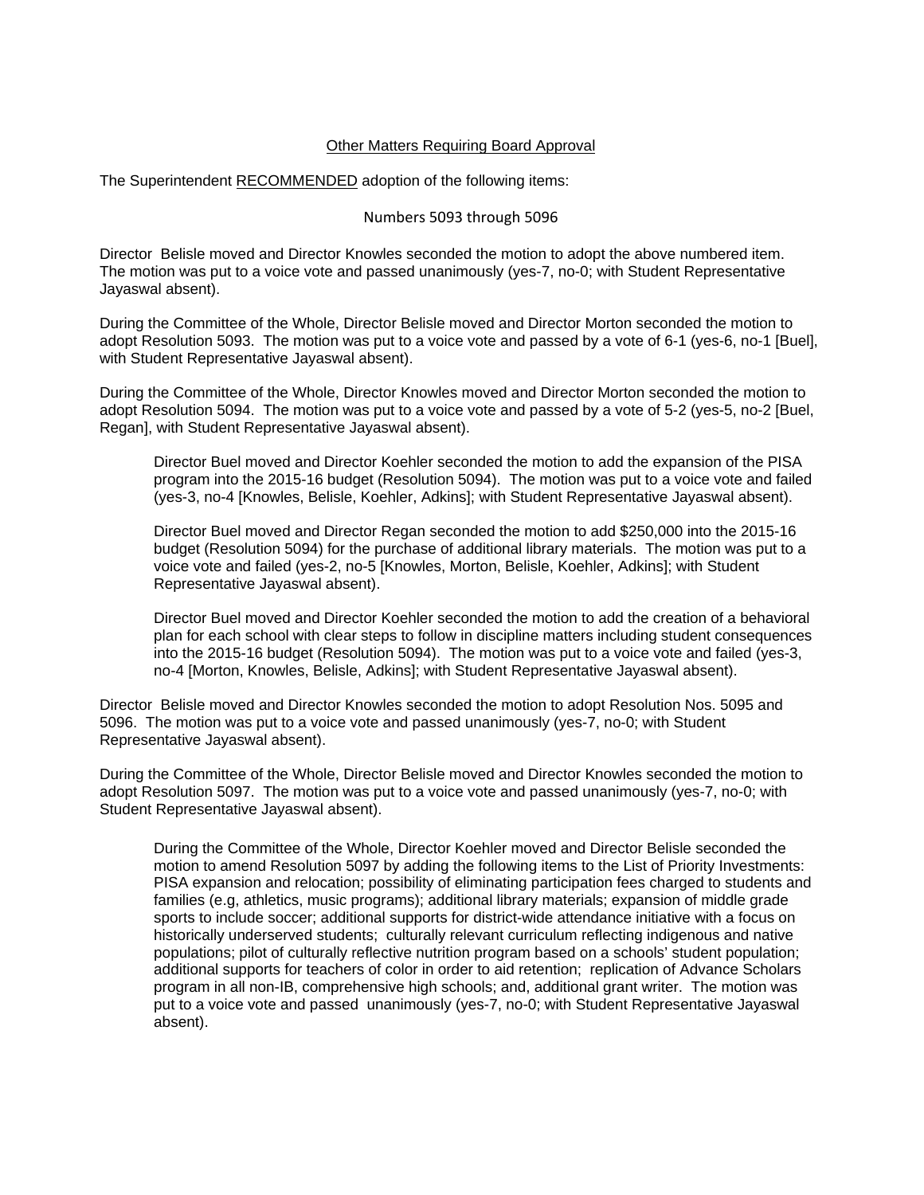## Other Matters Requiring Board Approval

The Superintendent RECOMMENDED adoption of the following items:

Numbers 5093 through 5096

Director Belisle moved and Director Knowles seconded the motion to adopt the above numbered item. The motion was put to a voice vote and passed unanimously (yes-7, no-0; with Student Representative Jayaswal absent).

During the Committee of the Whole, Director Belisle moved and Director Morton seconded the motion to adopt Resolution 5093. The motion was put to a voice vote and passed by a vote of 6-1 (yes-6, no-1 [Buel], with Student Representative Jayaswal absent).

During the Committee of the Whole, Director Knowles moved and Director Morton seconded the motion to adopt Resolution 5094. The motion was put to a voice vote and passed by a vote of 5-2 (yes-5, no-2 [Buel, Regan], with Student Representative Jayaswal absent).

> Director Buel moved and Director Koehler seconded the motion to add the expansion of the PISA program into the 2015-16 budget (Resolution 5094). The motion was put to a voice vote and failed (yes-3, no-4 [Knowles, Belisle, Koehler, Adkins]; with Student Representative Jayaswal absent).
>
> Director Buel moved and Director Regan seconded the motion to add $250,000 into the 2015-16 budget (Resolution 5094) for the purchase of additional library materials. The motion was put to a voice vote and failed (yes-2, no-5 [Knowles, Morton, Belisle, Koehler, Adkins]; with Student Representative Jayaswal absent).
>
> Director Buel moved and Director Koehler seconded the motion to add the creation of a behavioral plan for each school with clear steps to follow in discipline matters including student consequences into the 2015-16 budget (Resolution 5094). The motion was put to a voice vote and failed (yes-3, no-4 [Morton, Knowles, Belisle, Adkins]; with Student Representative Jayaswal absent).

Director Belisle moved and Director Knowles seconded the motion to adopt Resolution Nos. 5095 and 5096. The motion was put to a voice vote and passed unanimously (yes-7, no-0; with Student Representative Jayaswal absent).

During the Committee of the Whole, Director Belisle moved and Director Knowles seconded the motion to adopt Resolution 5097. The motion was put to a voice vote and passed unanimously (yes-7, no-0; with Student Representative Jayaswal absent).

> During the Committee of the Whole, Director Koehler moved and Director Belisle seconded the motion to amend Resolution 5097 by adding the following items to the List of Priority Investments: PISA expansion and relocation; possibility of eliminating participation fees charged to students and families (e.g, athletics, music programs); additional library materials; expansion of middle grade sports to include soccer; additional supports for district-wide attendance initiative with a focus on historically underserved students; culturally relevant curriculum reflecting indigenous and native populations; pilot of culturally reflective nutrition program based on a schools' student population; additional supports for teachers of color in order to aid retention; replication of Advance Scholars program in all non-IB, comprehensive high schools; and, additional grant writer. The motion was put to a voice vote and passed unanimously (yes-7, no-0; with Student Representative Jayaswal absent).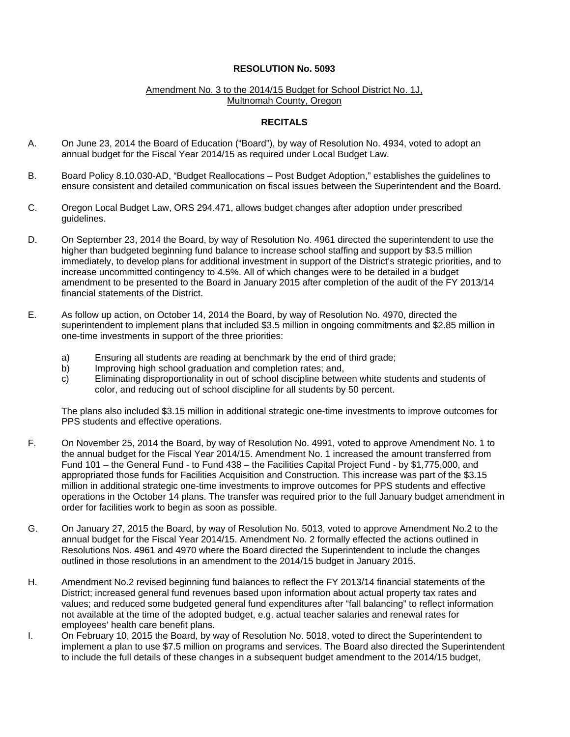**RESOLUTION No. 5093**

Amendment No. 3 to the 2014/15 Budget for School District No. 1J, Multnomah County, Oregon

**RECITALS**

A. On June 23, 2014 the Board of Education ("Board"), by way of Resolution No. 4934, voted to adopt an annual budget for the Fiscal Year 2014/15 as required under Local Budget Law.

B. Board Policy 8.10.030-AD, "Budget Reallocations – Post Budget Adoption," establishes the guidelines to ensure consistent and detailed communication on fiscal issues between the Superintendent and the Board.

C. Oregon Local Budget Law, ORS 294.471, allows budget changes after adoption under prescribed guidelines.

D. On September 23, 2014 the Board, by way of Resolution No. 4961 directed the superintendent to use the higher than budgeted beginning fund balance to increase school staffing and support by $3.5 million immediately, to develop plans for additional investment in support of the District's strategic priorities, and to increase uncommitted contingency to 4.5%. All of which changes were to be detailed in a budget amendment to be presented to the Board in January 2015 after completion of the audit of the FY 2013/14 financial statements of the District.

E. As follow up action, on October 14, 2014 the Board, by way of Resolution No. 4970, directed the superintendent to implement plans that included $3.5 million in ongoing commitments and $2.85 million in one-time investments in support of the three priorities:

   a) Ensuring all students are reading at benchmark by the end of third grade;
   b) Improving high school graduation and completion rates; and,
   c) Eliminating disproportionality in out of school discipline between white students and students of color, and reducing out of school discipline for all students by 50 percent.

   The plans also included $3.15 million in additional strategic one-time investments to improve outcomes for PPS students and effective operations.

F. On November 25, 2014 the Board, by way of Resolution No. 4991, voted to approve Amendment No. 1 to the annual budget for the Fiscal Year 2014/15. Amendment No. 1 increased the amount transferred from Fund 101 – the General Fund - to Fund 438 – the Facilities Capital Project Fund - by $1,775,000, and appropriated those funds for Facilities Acquisition and Construction. This increase was part of the $3.15 million in additional strategic one-time investments to improve outcomes for PPS students and effective operations in the October 14 plans. The transfer was required prior to the full January budget amendment in order for facilities work to begin as soon as possible.

G. On January 27, 2015 the Board, by way of Resolution No. 5013, voted to approve Amendment No.2 to the annual budget for the Fiscal Year 2014/15. Amendment No. 2 formally effected the actions outlined in Resolutions Nos. 4961 and 4970 where the Board directed the Superintendent to include the changes outlined in those resolutions in an amendment to the 2014/15 budget in January 2015.

H. Amendment No.2 revised beginning fund balances to reflect the FY 2013/14 financial statements of the District; increased general fund revenues based upon information about actual property tax rates and values; and reduced some budgeted general fund expenditures after "fall balancing" to reflect information not available at the time of the adopted budget, e.g. actual teacher salaries and renewal rates for employees' health care benefit plans.

I. On February 10, 2015 the Board, by way of Resolution No. 5018, voted to direct the Superintendent to implement a plan to use $7.5 million on programs and services. The Board also directed the Superintendent to include the full details of these changes in a subsequent budget amendment to the 2014/15 budget,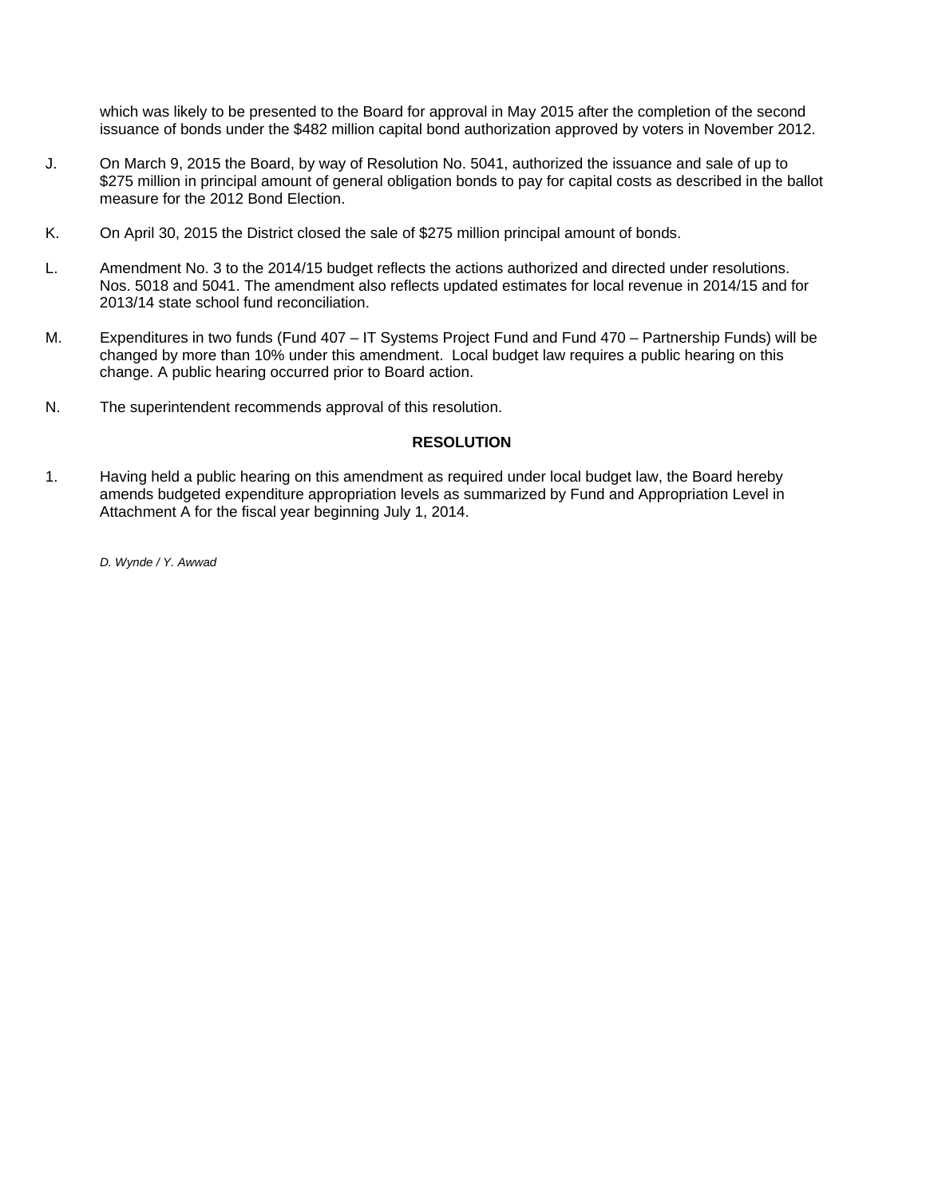which was likely to be presented to the Board for approval in May 2015 after the completion of the second issuance of bonds under the $482 million capital bond authorization approved by voters in November 2012.

J. On March 9, 2015 the Board, by way of Resolution No. 5041, authorized the issuance and sale of up to $275 million in principal amount of general obligation bonds to pay for capital costs as described in the ballot measure for the 2012 Bond Election.

K. On April 30, 2015 the District closed the sale of $275 million principal amount of bonds.

L. Amendment No. 3 to the 2014/15 budget reflects the actions authorized and directed under resolutions. Nos. 5018 and 5041. The amendment also reflects updated estimates for local revenue in 2014/15 and for 2013/14 state school fund reconciliation.

M. Expenditures in two funds (Fund 407 – IT Systems Project Fund and Fund 470 – Partnership Funds) will be changed by more than 10% under this amendment. Local budget law requires a public hearing on this change. A public hearing occurred prior to Board action.

N. The superintendent recommends approval of this resolution.

**RESOLUTION**

1. Having held a public hearing on this amendment as required under local budget law, the Board hereby amends budgeted expenditure appropriation levels as summarized by Fund and Appropriation Level in Attachment A for the fiscal year beginning July 1, 2014.

*D. Wynde / Y. Awwad*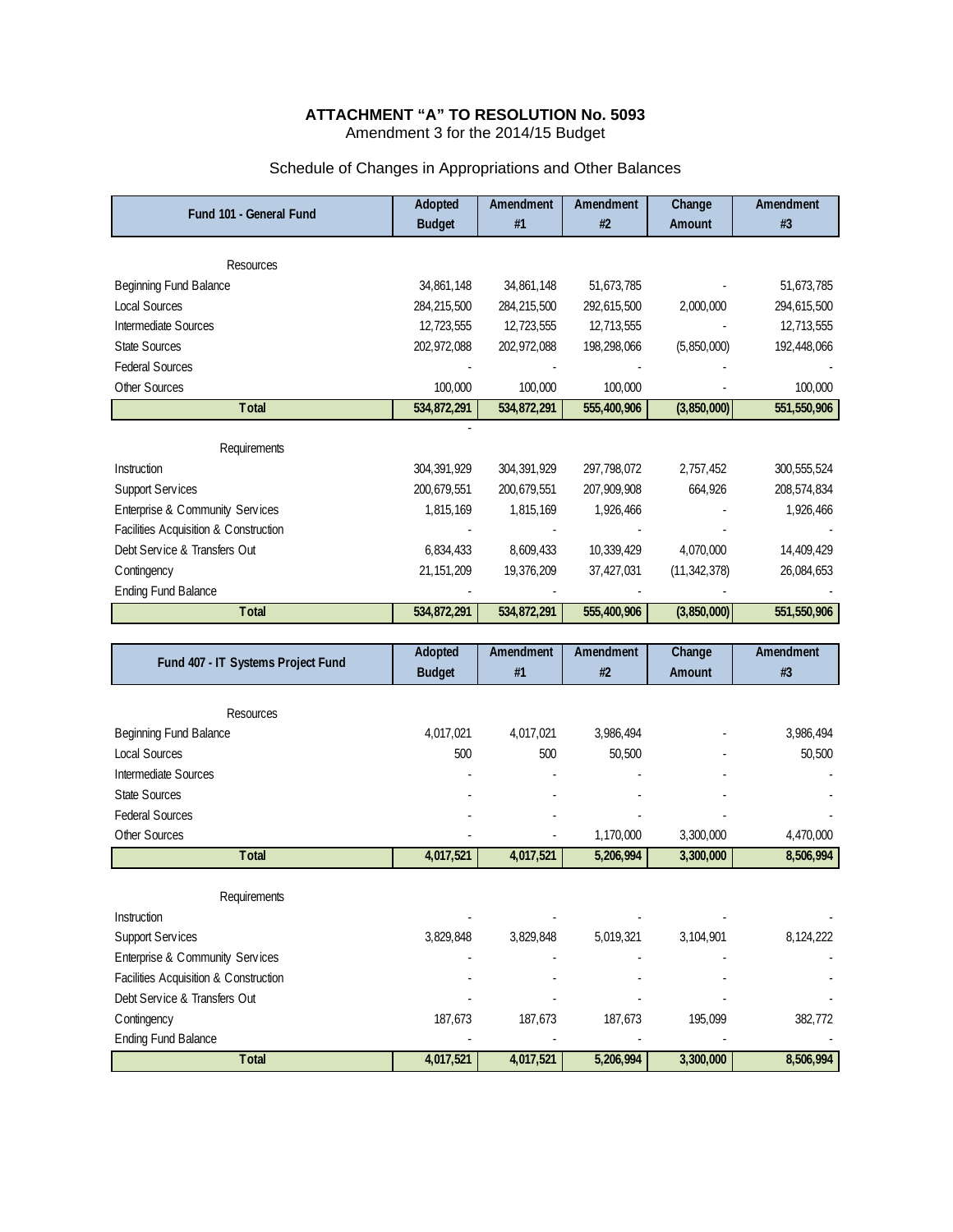**ATTACHMENT "A" TO RESOLUTION No. 5093**

Amendment 3 for the 2014/15 Budget

Schedule of Changes in Appropriations and Other Balances

| Fund 101 - General Fund | Adopted Budget | Amendment #1 | Amendment #2 | Change Amount | Amendment #3 |
|---|---|---|---|---|---|
| Resources | | | | | |
| Beginning Fund Balance | 34,861,148 | 34,861,148 | 51,673,785 | - | 51,673,785 |
| Local Sources | 284,215,500 | 284,215,500 | 292,615,500 | 2,000,000 | 294,615,500 |
| Intermediate Sources | 12,723,555 | 12,723,555 | 12,713,555 | - | 12,713,555 |
| State Sources | 202,972,088 | 202,972,088 | 198,298,066 | (5,850,000) | 192,448,066 |
| Federal Sources | - | - | - | - | - |
| Other Sources | 100,000 | 100,000 | 100,000 | - | 100,000 |
| **Total** | **534,872,291** | **534,872,291** | **555,400,906** | **(3,850,000)** | **551,550,906** |
| | - | | | | |
| Requirements | | | | | |
| Instruction | 304,391,929 | 304,391,929 | 297,798,072 | 2,757,452 | 300,555,524 |
| Support Services | 200,679,551 | 200,679,551 | 207,909,908 | 664,926 | 208,574,834 |
| Enterprise & Community Services | 1,815,169 | 1,815,169 | 1,926,466 | - | 1,926,466 |
| Facilities Acquisition & Construction | - | - | - | - | - |
| Debt Service & Transfers Out | 6,834,433 | 8,609,433 | 10,339,429 | 4,070,000 | 14,409,429 |
| Contingency | 21,151,209 | 19,376,209 | 37,427,031 | (11,342,378) | 26,084,653 |
| Ending Fund Balance | - | - | - | - | - |
| **Total** | **534,872,291** | **534,872,291** | **555,400,906** | **(3,850,000)** | **551,550,906** |

| Fund 407 - IT Systems Project Fund | Adopted Budget | Amendment #1 | Amendment #2 | Change Amount | Amendment #3 |
|---|---|---|---|---|---|
| Resources | | | | | |
| Beginning Fund Balance | 4,017,021 | 4,017,021 | 3,986,494 | - | 3,986,494 |
| Local Sources | 500 | 500 | 50,500 | - | 50,500 |
| Intermediate Sources | - | - | - | - | - |
| State Sources | - | - | - | - | - |
| Federal Sources | - | - | - | - | - |
| Other Sources | - | - | 1,170,000 | 3,300,000 | 4,470,000 |
| **Total** | **4,017,521** | **4,017,521** | **5,206,994** | **3,300,000** | **8,506,994** |
| Requirements | | | | | |
| Instruction | - | - | - | - | - |
| Support Services | 3,829,848 | 3,829,848 | 5,019,321 | 3,104,901 | 8,124,222 |
| Enterprise & Community Services | - | - | - | - | - |
| Facilities Acquisition & Construction | - | - | - | - | - |
| Debt Service & Transfers Out | - | - | - | - | - |
| Contingency | 187,673 | 187,673 | 187,673 | 195,099 | 382,772 |
| Ending Fund Balance | - | - | - | - | - |
| **Total** | **4,017,521** | **4,017,521** | **5,206,994** | **3,300,000** | **8,506,994** |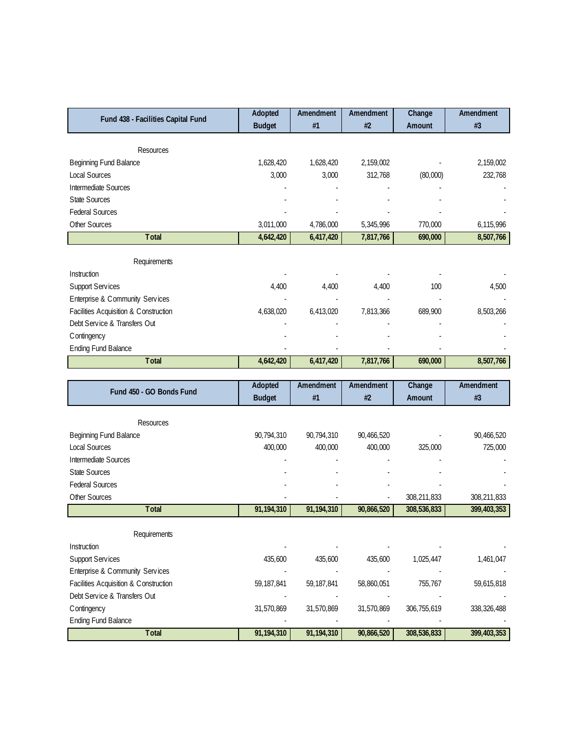| Fund 438 - Facilities Capital Fund | Adopted Budget | Amendment #1 | Amendment #2 | Change Amount | Amendment #3 |
|---|---|---|---|---|---|
| Resources | | | | | |
| Beginning Fund Balance | 1,628,420 | 1,628,420 | 2,159,002 | - | 2,159,002 |
| Local Sources | 3,000 | 3,000 | 312,768 | (80,000) | 232,768 |
| Intermediate Sources | - | - | - | - | - |
| State Sources | - | - | - | - | - |
| Federal Sources | - | - | - | - | - |
| Other Sources | 3,011,000 | 4,786,000 | 5,345,996 | 770,000 | 6,115,996 |
| **Total** | **4,642,420** | **6,417,420** | **7,817,766** | **690,000** | **8,507,766** |
| Requirements | | | | | |
| Instruction | - | - | - | - | - |
| Support Services | 4,400 | 4,400 | 4,400 | 100 | 4,500 |
| Enterprise & Community Services | - | - | - | - | - |
| Facilities Acquisition & Construction | 4,638,020 | 6,413,020 | 7,813,366 | 689,900 | 8,503,266 |
| Debt Service & Transfers Out | - | - | - | - | - |
| Contingency | - | - | - | - | - |
| Ending Fund Balance | - | - | - | - | - |
| **Total** | **4,642,420** | **6,417,420** | **7,817,766** | **690,000** | **8,507,766** |

| Fund 450 - GO Bonds Fund | Adopted Budget | Amendment #1 | Amendment #2 | Change Amount | Amendment #3 |
|---|---|---|---|---|---|
| Resources | | | | | |
| Beginning Fund Balance | 90,794,310 | 90,794,310 | 90,466,520 | - | 90,466,520 |
| Local Sources | 400,000 | 400,000 | 400,000 | 325,000 | 725,000 |
| Intermediate Sources | - | - | - | - | - |
| State Sources | - | - | - | - | - |
| Federal Sources | - | - | - | - | - |
| Other Sources | - | - | - | 308,211,833 | 308,211,833 |
| **Total** | **91,194,310** | **91,194,310** | **90,866,520** | **308,536,833** | **399,403,353** |
| Requirements | | | | | |
| Instruction | - | - | - | - | - |
| Support Services | 435,600 | 435,600 | 435,600 | 1,025,447 | 1,461,047 |
| Enterprise & Community Services | - | - | - | - | - |
| Facilities Acquisition & Construction | 59,187,841 | 59,187,841 | 58,860,051 | 755,767 | 59,615,818 |
| Debt Service & Transfers Out | - | - | - | - | - |
| Contingency | 31,570,869 | 31,570,869 | 31,570,869 | 306,755,619 | 338,326,488 |
| Ending Fund Balance | - | - | - | - | - |
| **Total** | **91,194,310** | **91,194,310** | **90,866,520** | **308,536,833** | **399,403,353** |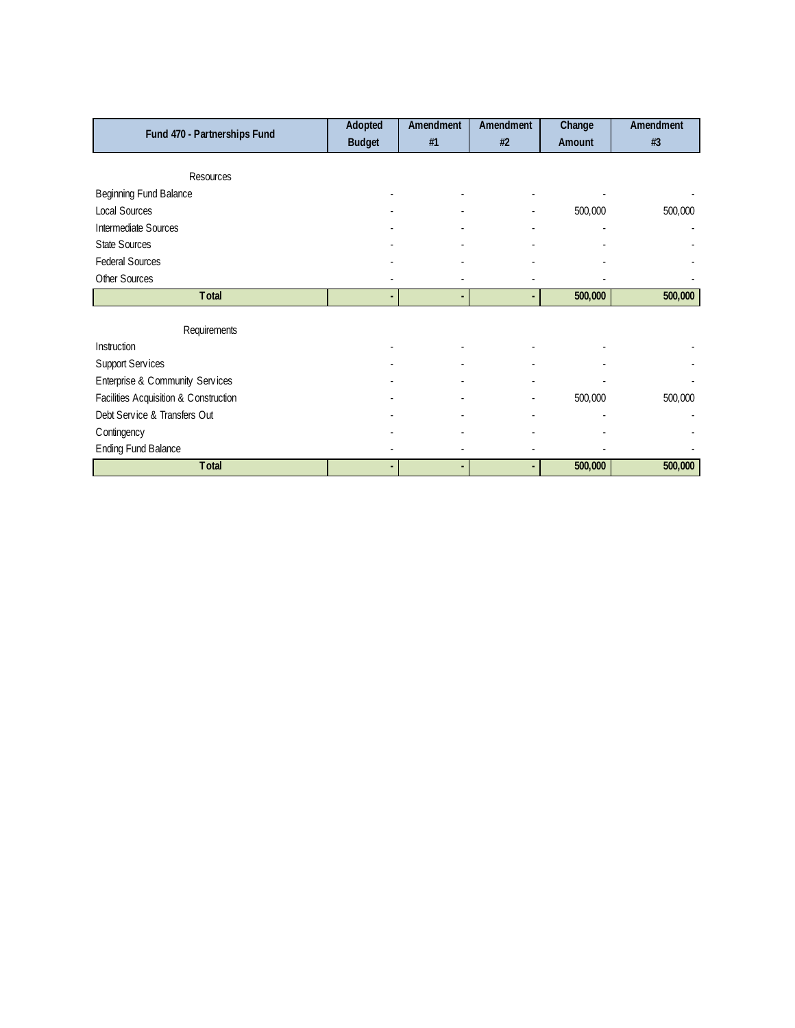| Fund 470 - Partnerships Fund | Adopted Budget | Amendment #1 | Amendment #2 | Change Amount | Amendment #3 |
|---|---|---|---|---|---|
| Resources | | | | | |
| Beginning Fund Balance | - | - | - | - | - |
| Local Sources | - | - | - | 500,000 | 500,000 |
| Intermediate Sources | - | - | - | - | - |
| State Sources | - | - | - | - | - |
| Federal Sources | - | - | - | - | - |
| Other Sources | - | - | - | - | - |
| **Total** | **-** | **-** | **-** | **500,000** | **500,000** |
| Requirements | | | | | |
| Instruction | - | - | - | - | - |
| Support Services | - | - | - | - | - |
| Enterprise & Community Services | - | - | - | - | - |
| Facilities Acquisition & Construction | - | - | - | 500,000 | 500,000 |
| Debt Service & Transfers Out | - | - | - | - | - |
| Contingency | - | - | - | - | - |
| Ending Fund Balance | - | - | - | - | - |
| **Total** | **-** | **-** | **-** | **500,000** | **500,000** |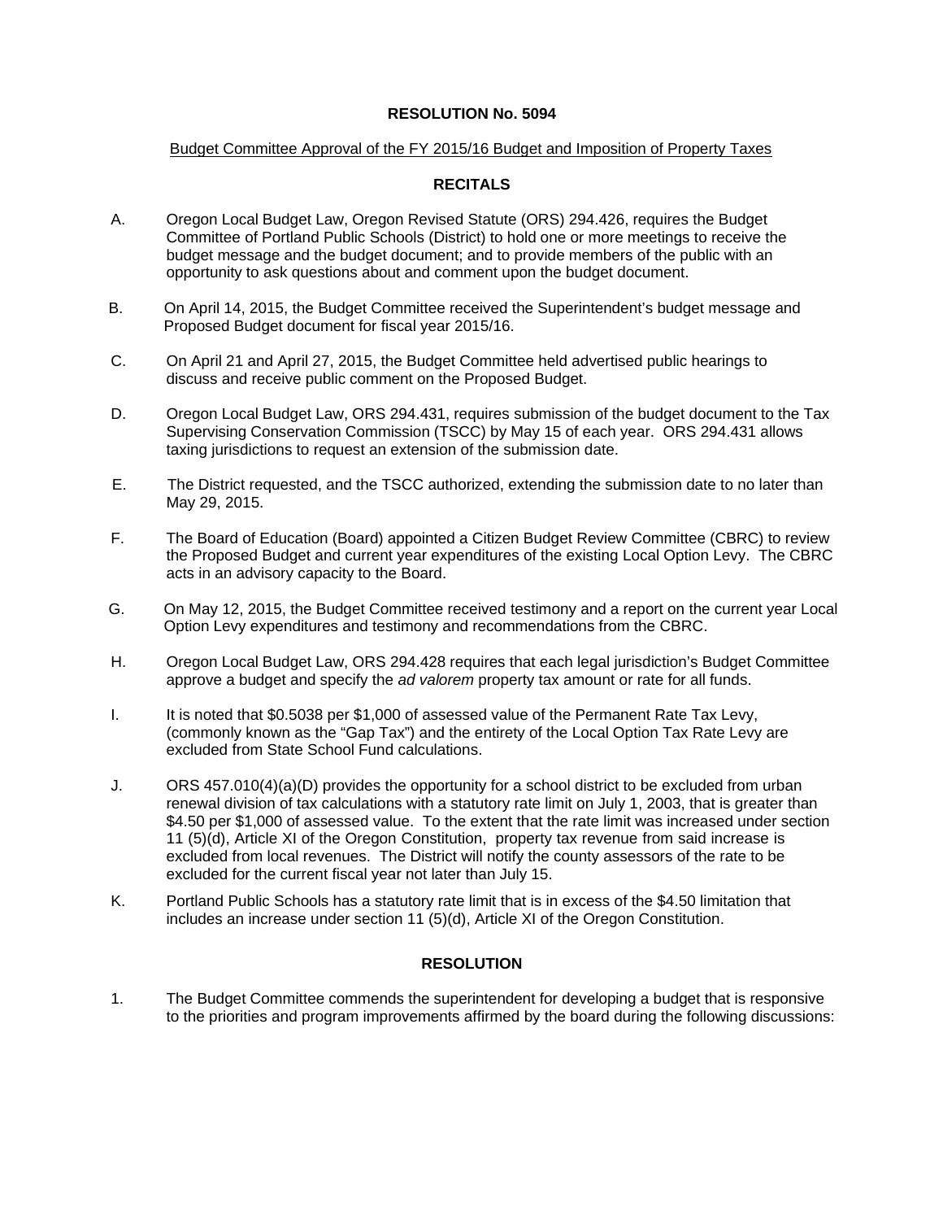**RESOLUTION No. 5094**

Budget Committee Approval of the FY 2015/16 Budget and Imposition of Property Taxes

**RECITALS**

A. Oregon Local Budget Law, Oregon Revised Statute (ORS) 294.426, requires the Budget Committee of Portland Public Schools (District) to hold one or more meetings to receive the budget message and the budget document; and to provide members of the public with an opportunity to ask questions about and comment upon the budget document.

B. On April 14, 2015, the Budget Committee received the Superintendent's budget message and Proposed Budget document for fiscal year 2015/16.

C. On April 21 and April 27, 2015, the Budget Committee held advertised public hearings to discuss and receive public comment on the Proposed Budget.

D. Oregon Local Budget Law, ORS 294.431, requires submission of the budget document to the Tax Supervising Conservation Commission (TSCC) by May 15 of each year. ORS 294.431 allows taxing jurisdictions to request an extension of the submission date.

E. The District requested, and the TSCC authorized, extending the submission date to no later than May 29, 2015.

F. The Board of Education (Board) appointed a Citizen Budget Review Committee (CBRC) to review the Proposed Budget and current year expenditures of the existing Local Option Levy. The CBRC acts in an advisory capacity to the Board.

G. On May 12, 2015, the Budget Committee received testimony and a report on the current year Local Option Levy expenditures and testimony and recommendations from the CBRC.

H. Oregon Local Budget Law, ORS 294.428 requires that each legal jurisdiction's Budget Committee approve a budget and specify the *ad valorem* property tax amount or rate for all funds.

I. It is noted that $0.5038 per $1,000 of assessed value of the Permanent Rate Tax Levy, (commonly known as the "Gap Tax") and the entirety of the Local Option Tax Rate Levy are excluded from State School Fund calculations.

J. ORS 457.010(4)(a)(D) provides the opportunity for a school district to be excluded from urban renewal division of tax calculations with a statutory rate limit on July 1, 2003, that is greater than $4.50 per $1,000 of assessed value. To the extent that the rate limit was increased under section 11 (5)(d), Article XI of the Oregon Constitution, property tax revenue from said increase is excluded from local revenues. The District will notify the county assessors of the rate to be excluded for the current fiscal year not later than July 15.

K. Portland Public Schools has a statutory rate limit that is in excess of the $4.50 limitation that includes an increase under section 11 (5)(d), Article XI of the Oregon Constitution.

**RESOLUTION**

1. The Budget Committee commends the superintendent for developing a budget that is responsive to the priorities and program improvements affirmed by the board during the following discussions: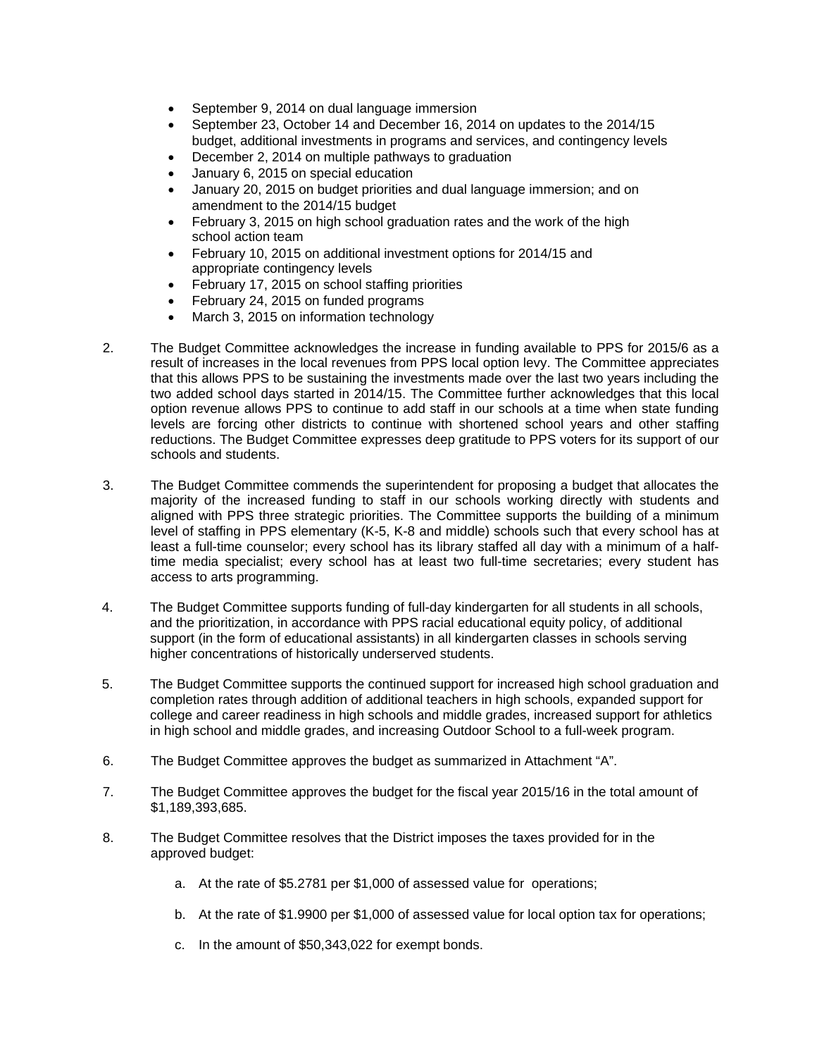- September 9, 2014 on dual language immersion
- September 23, October 14 and December 16, 2014 on updates to the 2014/15 budget, additional investments in programs and services, and contingency levels
- December 2, 2014 on multiple pathways to graduation
- January 6, 2015 on special education
- January 20, 2015 on budget priorities and dual language immersion; and on amendment to the 2014/15 budget
- February 3, 2015 on high school graduation rates and the work of the high school action team
- February 10, 2015 on additional investment options for 2014/15 and appropriate contingency levels
- February 17, 2015 on school staffing priorities
- February 24, 2015 on funded programs
- March 3, 2015 on information technology

2. The Budget Committee acknowledges the increase in funding available to PPS for 2015/6 as a result of increases in the local revenues from PPS local option levy. The Committee appreciates that this allows PPS to be sustaining the investments made over the last two years including the two added school days started in 2014/15. The Committee further acknowledges that this local option revenue allows PPS to continue to add staff in our schools at a time when state funding levels are forcing other districts to continue with shortened school years and other staffing reductions. The Budget Committee expresses deep gratitude to PPS voters for its support of our schools and students.

3. The Budget Committee commends the superintendent for proposing a budget that allocates the majority of the increased funding to staff in our schools working directly with students and aligned with PPS three strategic priorities. The Committee supports the building of a minimum level of staffing in PPS elementary (K-5, K-8 and middle) schools such that every school has at least a full-time counselor; every school has its library staffed all day with a minimum of a half-time media specialist; every school has at least two full-time secretaries; every student has access to arts programming.

4. The Budget Committee supports funding of full-day kindergarten for all students in all schools, and the prioritization, in accordance with PPS racial educational equity policy, of additional support (in the form of educational assistants) in all kindergarten classes in schools serving higher concentrations of historically underserved students.

5. The Budget Committee supports the continued support for increased high school graduation and completion rates through addition of additional teachers in high schools, expanded support for college and career readiness in high schools and middle grades, increased support for athletics in high school and middle grades, and increasing Outdoor School to a full-week program.

6. The Budget Committee approves the budget as summarized in Attachment "A".

7. The Budget Committee approves the budget for the fiscal year 2015/16 in the total amount of $1,189,393,685.

8. The Budget Committee resolves that the District imposes the taxes provided for in the approved budget:

    a. At the rate of $5.2781 per $1,000 of assessed value for operations;

    b. At the rate of $1.9900 per $1,000 of assessed value for local option tax for operations;

    c. In the amount of $50,343,022 for exempt bonds.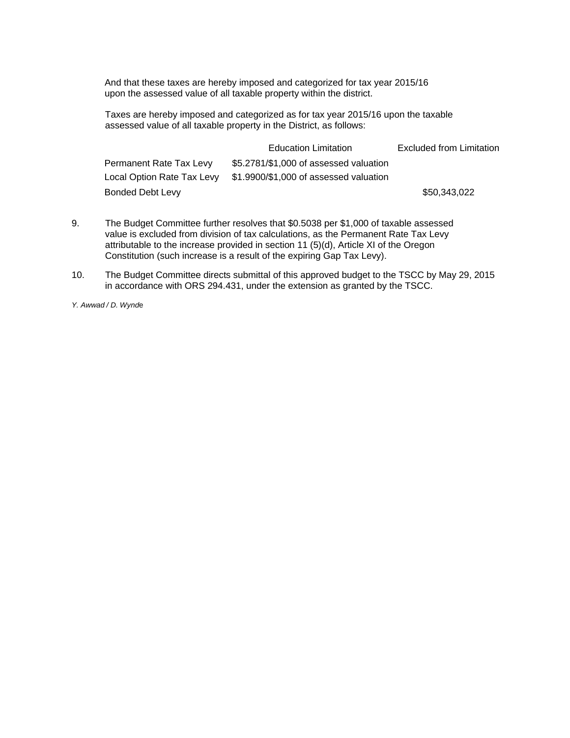And that these taxes are hereby imposed and categorized for tax year 2015/16 upon the assessed value of all taxable property within the district.

Taxes are hereby imposed and categorized as for tax year 2015/16 upon the taxable assessed value of all taxable property in the District, as follows:

| | Education Limitation | Excluded from Limitation |
|---|---|---|
| Permanent Rate Tax Levy | $5.2781/$1,000 of assessed valuation | |
| Local Option Rate Tax Levy | $1.9900/$1,000 of assessed valuation | |
| Bonded Debt Levy | | $50,343,022 |

9. The Budget Committee further resolves that $0.5038 per $1,000 of taxable assessed value is excluded from division of tax calculations, as the Permanent Rate Tax Levy attributable to the increase provided in section 11 (5)(d), Article XI of the Oregon Constitution (such increase is a result of the expiring Gap Tax Levy).

10. The Budget Committee directs submittal of this approved budget to the TSCC by May 29, 2015 in accordance with ORS 294.431, under the extension as granted by the TSCC.

*Y. Awwad / D. Wynde*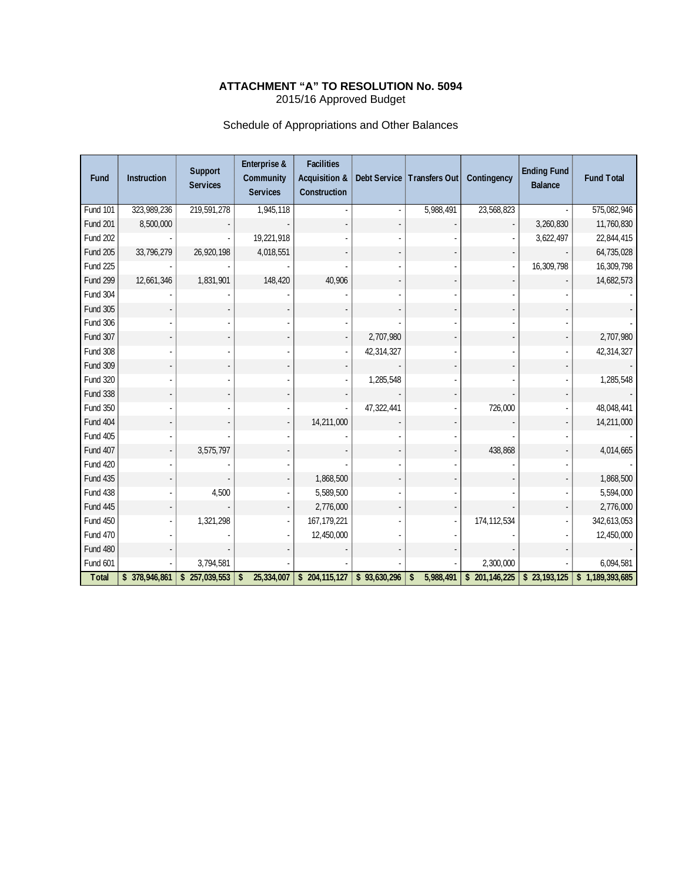**ATTACHMENT "A" TO RESOLUTION No. 5094**
2015/16 Approved Budget

Schedule of Appropriations and Other Balances

| Fund | Instruction | Support Services | Enterprise & Community Services | Facilities Acquisition & Construction | Debt Service | Transfers Out | Contingency | Ending Fund Balance | Fund Total |
|---|---|---|---|---|---|---|---|---|---|
| Fund 101 | 323,989,236 | 219,591,278 | 1,945,118 | - | - | 5,988,491 | 23,568,823 | - | 575,082,946 |
| Fund 201 | 8,500,000 | - | - | - | - | - | - | 3,260,830 | 11,760,830 |
| Fund 202 | - | - | 19,221,918 | - | - | - | - | 3,622,497 | 22,844,415 |
| Fund 205 | 33,796,279 | 26,920,198 | 4,018,551 | - | - | - | - | - | 64,735,028 |
| Fund 225 | - | - | - | - | - | - | - | 16,309,798 | 16,309,798 |
| Fund 299 | 12,661,346 | 1,831,901 | 148,420 | 40,906 | - | - | - | - | 14,682,573 |
| Fund 304 | - | - | - | - | - | - | - | - | - |
| Fund 305 | - | - | - | - | - | - | - | - | - |
| Fund 306 | - | - | - | - | - | - | - | - | - |
| Fund 307 | - | - | - | - | 2,707,980 | - | - | - | 2,707,980 |
| Fund 308 | - | - | - | - | 42,314,327 | - | - | - | 42,314,327 |
| Fund 309 | - | - | - | - | - | - | - | - | - |
| Fund 320 | - | - | - | - | 1,285,548 | - | - | - | 1,285,548 |
| Fund 338 | - | - | - | - | - | - | - | - | - |
| Fund 350 | - | - | - | - | 47,322,441 | - | 726,000 | - | 48,048,441 |
| Fund 404 | - | - | - | 14,211,000 | - | - | - | - | 14,211,000 |
| Fund 405 | - | - | - | - | - | - | - | - | - |
| Fund 407 | - | 3,575,797 | - | - | - | - | 438,868 | - | 4,014,665 |
| Fund 420 | - | - | - | - | - | - | - | - | - |
| Fund 435 | - | - | - | 1,868,500 | - | - | - | - | 1,868,500 |
| Fund 438 | - | 4,500 | - | 5,589,500 | - | - | - | - | 5,594,000 |
| Fund 445 | - | - | - | 2,776,000 | - | - | - | - | 2,776,000 |
| Fund 450 | - | 1,321,298 | - | 167,179,221 | - | - | 174,112,534 | - | 342,613,053 |
| Fund 470 | - | - | - | 12,450,000 | - | - | - | - | 12,450,000 |
| Fund 480 | - | - | - | - | - | - | - | - | - |
| Fund 601 | - | 3,794,581 | - | - | - | - | 2,300,000 | - | 6,094,581 |
| **Total** | **$ 378,946,861** | **$ 257,039,553** | **$ 25,334,007** | **$ 204,115,127** | **$ 93,630,296** | **$ 5,988,491** | **$ 201,146,225** | **$ 23,193,125** | **$ 1,189,393,685** |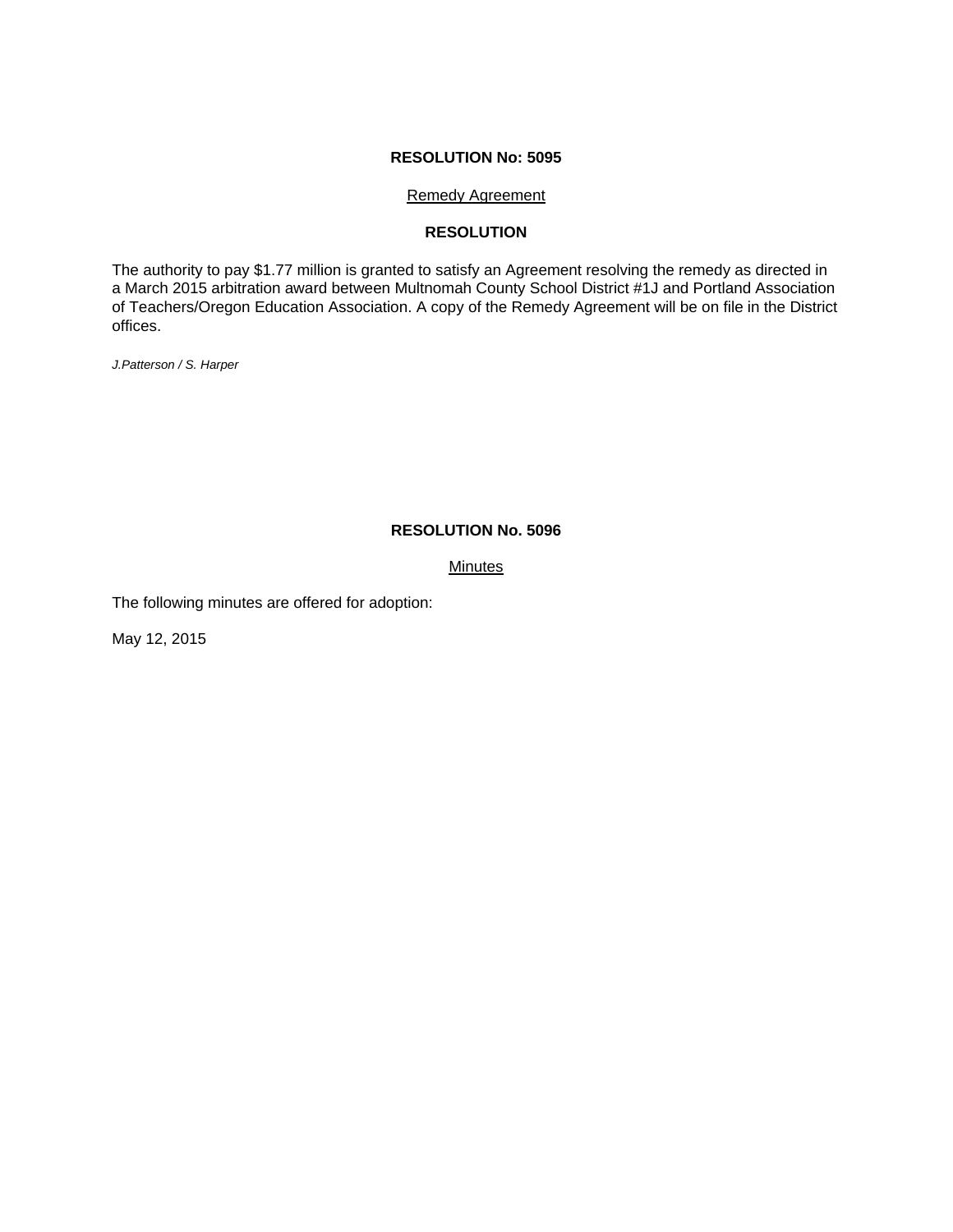**RESOLUTION No: 5095**

Remedy Agreement

**RESOLUTION**

The authority to pay $1.77 million is granted to satisfy an Agreement resolving the remedy as directed in a March 2015 arbitration award between Multnomah County School District #1J and Portland Association of Teachers/Oregon Education Association. A copy of the Remedy Agreement will be on file in the District offices.

*J.Patterson / S. Harper*

**RESOLUTION No. 5096**

Minutes

The following minutes are offered for adoption:

May 12, 2015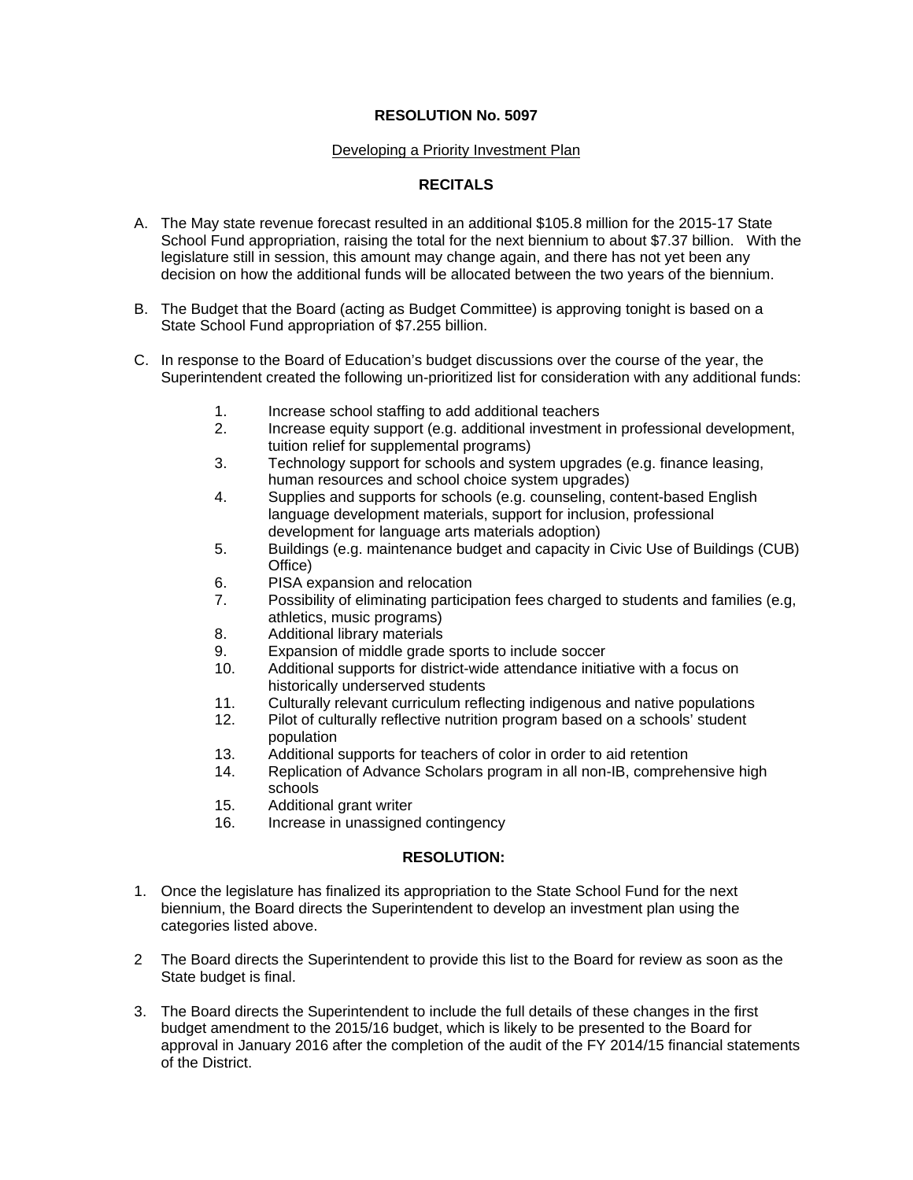**RESOLUTION No. 5097**

Developing a Priority Investment Plan

**RECITALS**

A. The May state revenue forecast resulted in an additional $105.8 million for the 2015-17 State School Fund appropriation, raising the total for the next biennium to about $7.37 billion. With the legislature still in session, this amount may change again, and there has not yet been any decision on how the additional funds will be allocated between the two years of the biennium.

B. The Budget that the Board (acting as Budget Committee) is approving tonight is based on a State School Fund appropriation of $7.255 billion.

C. In response to the Board of Education's budget discussions over the course of the year, the Superintendent created the following un-prioritized list for consideration with any additional funds:

1. Increase school staffing to add additional teachers
2. Increase equity support (e.g. additional investment in professional development, tuition relief for supplemental programs)
3. Technology support for schools and system upgrades (e.g. finance leasing, human resources and school choice system upgrades)
4. Supplies and supports for schools (e.g. counseling, content-based English language development materials, support for inclusion, professional development for language arts materials adoption)
5. Buildings (e.g. maintenance budget and capacity in Civic Use of Buildings (CUB) Office)
6. PISA expansion and relocation
7. Possibility of eliminating participation fees charged to students and families (e.g, athletics, music programs)
8. Additional library materials
9. Expansion of middle grade sports to include soccer
10. Additional supports for district-wide attendance initiative with a focus on historically underserved students
11. Culturally relevant curriculum reflecting indigenous and native populations
12. Pilot of culturally reflective nutrition program based on a schools' student population
13. Additional supports for teachers of color in order to aid retention
14. Replication of Advance Scholars program in all non-IB, comprehensive high schools
15. Additional grant writer
16. Increase in unassigned contingency

**RESOLUTION:**

1. Once the legislature has finalized its appropriation to the State School Fund for the next biennium, the Board directs the Superintendent to develop an investment plan using the categories listed above.

2 The Board directs the Superintendent to provide this list to the Board for review as soon as the State budget is final.

3. The Board directs the Superintendent to include the full details of these changes in the first budget amendment to the 2015/16 budget, which is likely to be presented to the Board for approval in January 2016 after the completion of the audit of the FY 2014/15 financial statements of the District.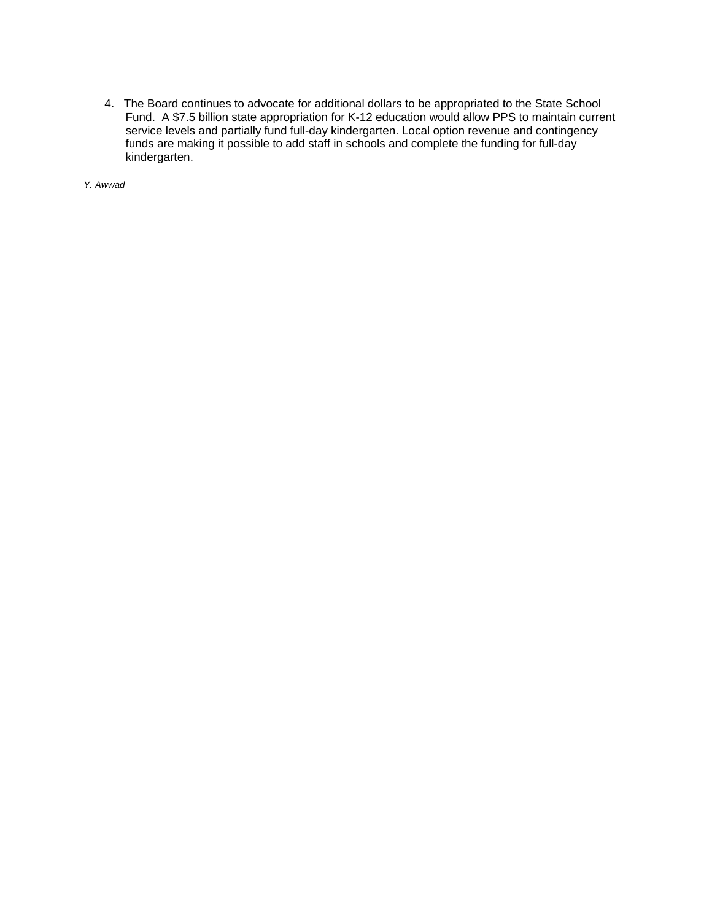4. The Board continues to advocate for additional dollars to be appropriated to the State School Fund. A $7.5 billion state appropriation for K-12 education would allow PPS to maintain current service levels and partially fund full-day kindergarten. Local option revenue and contingency funds are making it possible to add staff in schools and complete the funding for full-day kindergarten.

*Y. Awwad*